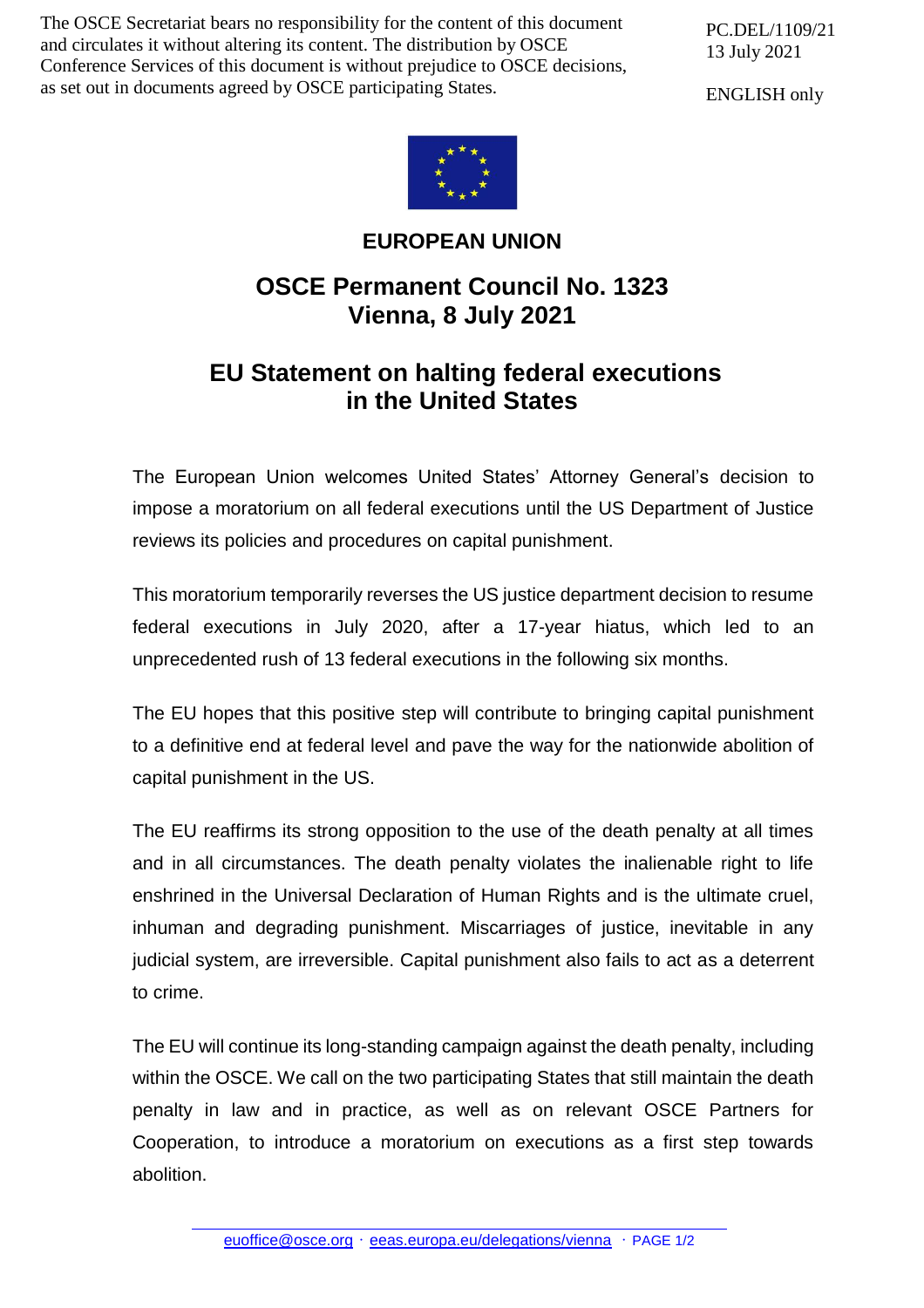The OSCE Secretariat bears no responsibility for the content of this document and circulates it without altering its content. The distribution by OSCE Conference Services of this document is without prejudice to OSCE decisions, as set out in documents agreed by OSCE participating States.

PC.DEL/1109/21
13 July 2021

ENGLISH only

**EUROPEAN UNION**

# OSCE Permanent Council No. 1323
# Vienna, 8 July 2021

## EU Statement on halting federal executions in the United States

The European Union welcomes United States' Attorney General's decision to impose a moratorium on all federal executions until the US Department of Justice reviews its policies and procedures on capital punishment.

This moratorium temporarily reverses the US justice department decision to resume federal executions in July 2020, after a 17-year hiatus, which led to an unprecedented rush of 13 federal executions in the following six months.

The EU hopes that this positive step will contribute to bringing capital punishment to a definitive end at federal level and pave the way for the nationwide abolition of capital punishment in the US.

The EU reaffirms its strong opposition to the use of the death penalty at all times and in all circumstances. The death penalty violates the inalienable right to life enshrined in the Universal Declaration of Human Rights and is the ultimate cruel, inhuman and degrading punishment. Miscarriages of justice, inevitable in any judicial system, are irreversible. Capital punishment also fails to act as a deterrent to crime.

The EU will continue its long-standing campaign against the death penalty, including within the OSCE. We call on the two participating States that still maintain the death penalty in law and in practice, as well as on relevant OSCE Partners for Cooperation, to introduce a moratorium on executions as a first step towards abolition.

euoffice@osce.org · eeas.europa.eu/delegations/vienna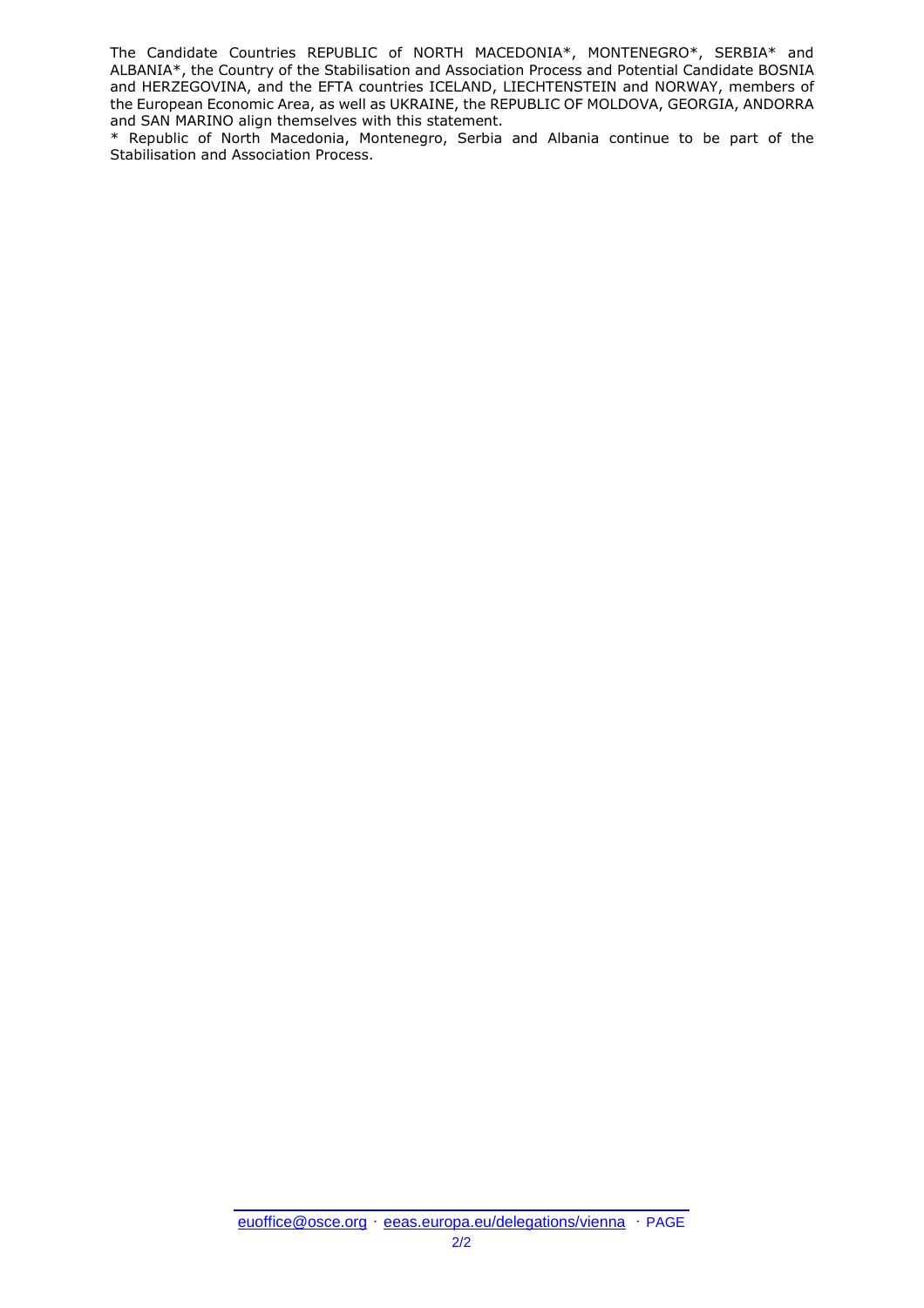The Candidate Countries REPUBLIC of NORTH MACEDONIA*, MONTENEGRO*, SERBIA* and ALBANIA*, the Country of the Stabilisation and Association Process and Potential Candidate BOSNIA and HERZEGOVINA, and the EFTA countries ICELAND, LIECHTENSTEIN and NORWAY, members of the European Economic Area, as well as UKRAINE, the REPUBLIC OF MOLDOVA, GEORGIA, ANDORRA and SAN MARINO align themselves with this statement.

* Republic of North Macedonia, Montenegro, Serbia and Albania continue to be part of the Stabilisation and Association Process.